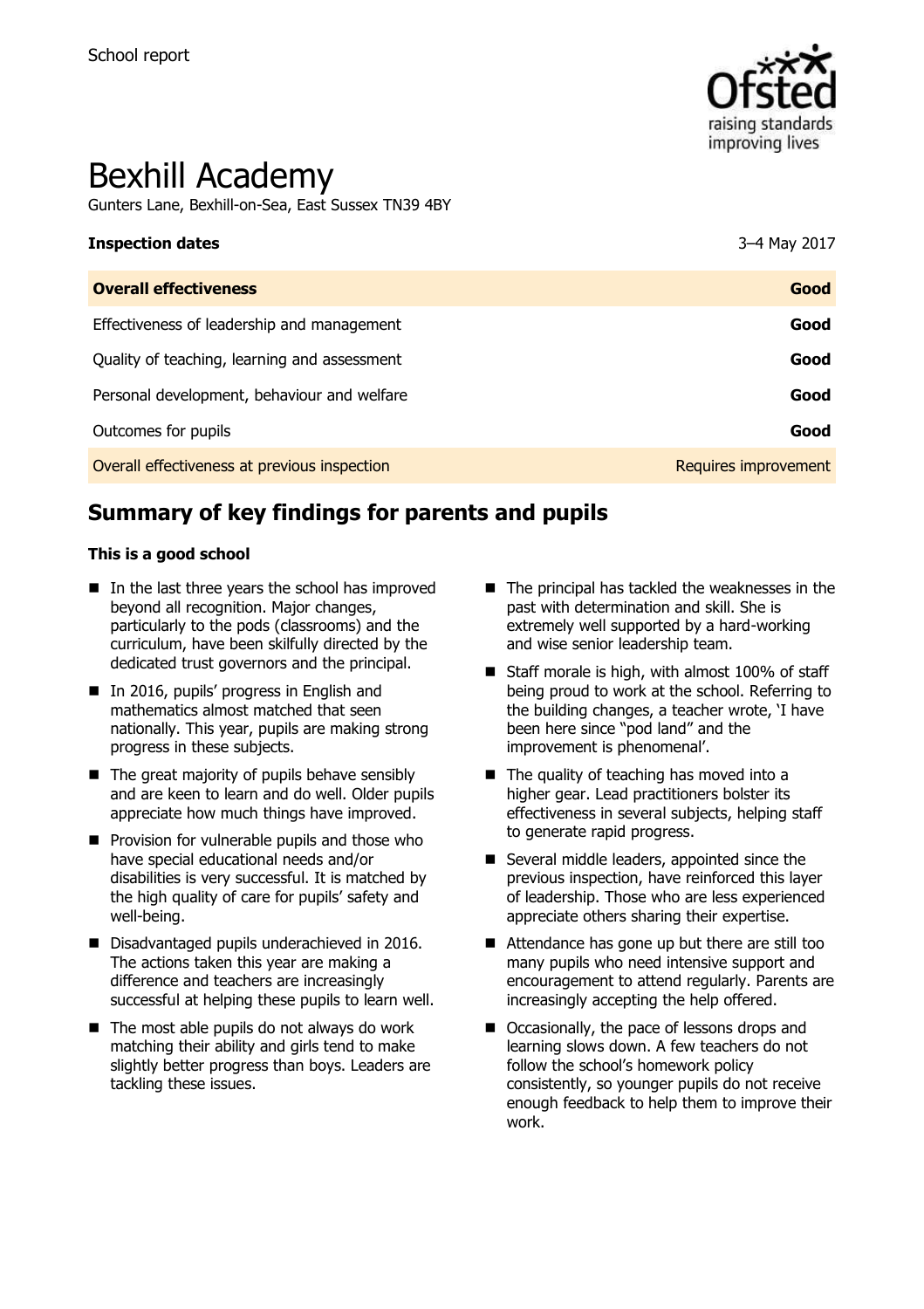School report

# Bexhill Academy

Gunters Lane, Bexhill-on-Sea, East Sussex TN39 4BY

| **Inspection dates** | 3–4 May 2017 |
|---|---|
| **Overall effectiveness** | **Good** |
| Effectiveness of leadership and management | **Good** |
| Quality of teaching, learning and assessment | **Good** |
| Personal development, behaviour and welfare | **Good** |
| Outcomes for pupils | **Good** |
| Overall effectiveness at previous inspection | Requires improvement |

## Summary of key findings for parents and pupils

**This is a good school**

- In the last three years the school has improved beyond all recognition. Major changes, particularly to the pods (classrooms) and the curriculum, have been skilfully directed by the dedicated trust governors and the principal.
- In 2016, pupils' progress in English and mathematics almost matched that seen nationally. This year, pupils are making strong progress in these subjects.
- The great majority of pupils behave sensibly and are keen to learn and do well. Older pupils appreciate how much things have improved.
- Provision for vulnerable pupils and those who have special educational needs and/or disabilities is very successful. It is matched by the high quality of care for pupils' safety and well-being.
- Disadvantaged pupils underachieved in 2016. The actions taken this year are making a difference and teachers are increasingly successful at helping these pupils to learn well.
- The most able pupils do not always do work matching their ability and girls tend to make slightly better progress than boys. Leaders are tackling these issues.
- The principal has tackled the weaknesses in the past with determination and skill. She is extremely well supported by a hard-working and wise senior leadership team.
- Staff morale is high, with almost 100% of staff being proud to work at the school. Referring to the building changes, a teacher wrote, 'I have been here since "pod land" and the improvement is phenomenal'.
- The quality of teaching has moved into a higher gear. Lead practitioners bolster its effectiveness in several subjects, helping staff to generate rapid progress.
- Several middle leaders, appointed since the previous inspection, have reinforced this layer of leadership. Those who are less experienced appreciate others sharing their expertise.
- Attendance has gone up but there are still too many pupils who need intensive support and encouragement to attend regularly. Parents are increasingly accepting the help offered.
- Occasionally, the pace of lessons drops and learning slows down. A few teachers do not follow the school's homework policy consistently, so younger pupils do not receive enough feedback to help them to improve their work.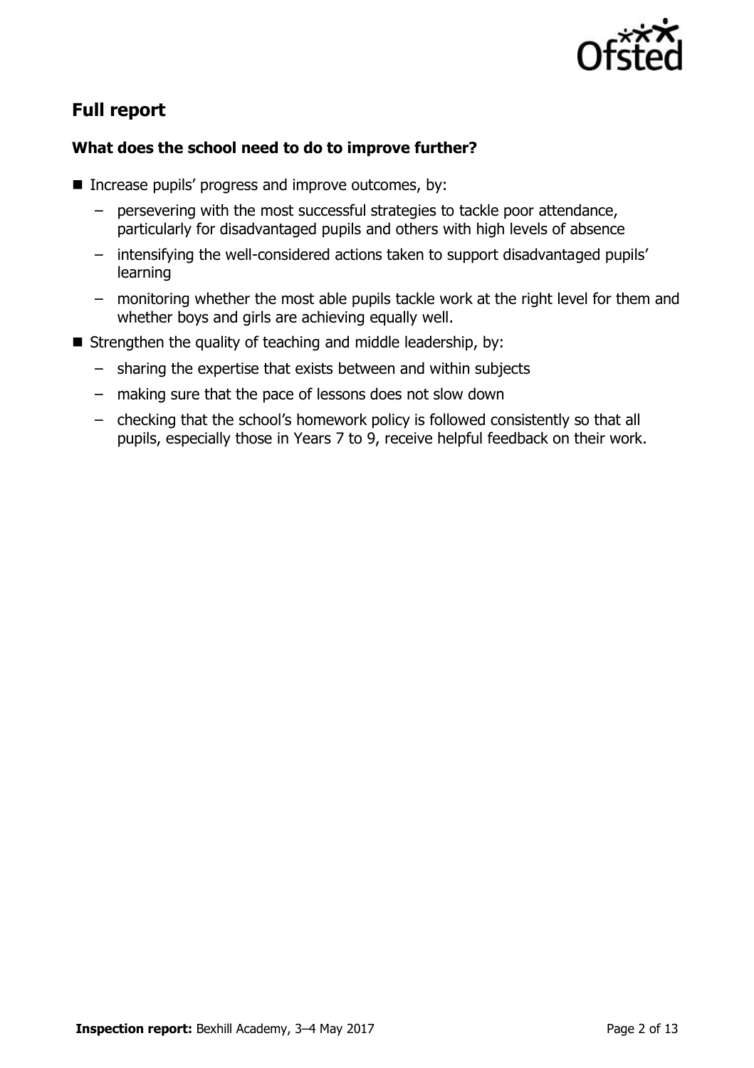## Full report

### What does the school need to do to improve further?

- Increase pupils' progress and improve outcomes, by:
  - persevering with the most successful strategies to tackle poor attendance, particularly for disadvantaged pupils and others with high levels of absence
  - intensifying the well-considered actions taken to support disadvantaged pupils' learning
  - monitoring whether the most able pupils tackle work at the right level for them and whether boys and girls are achieving equally well.
- Strengthen the quality of teaching and middle leadership, by:
  - sharing the expertise that exists between and within subjects
  - making sure that the pace of lessons does not slow down
  - checking that the school's homework policy is followed consistently so that all pupils, especially those in Years 7 to 9, receive helpful feedback on their work.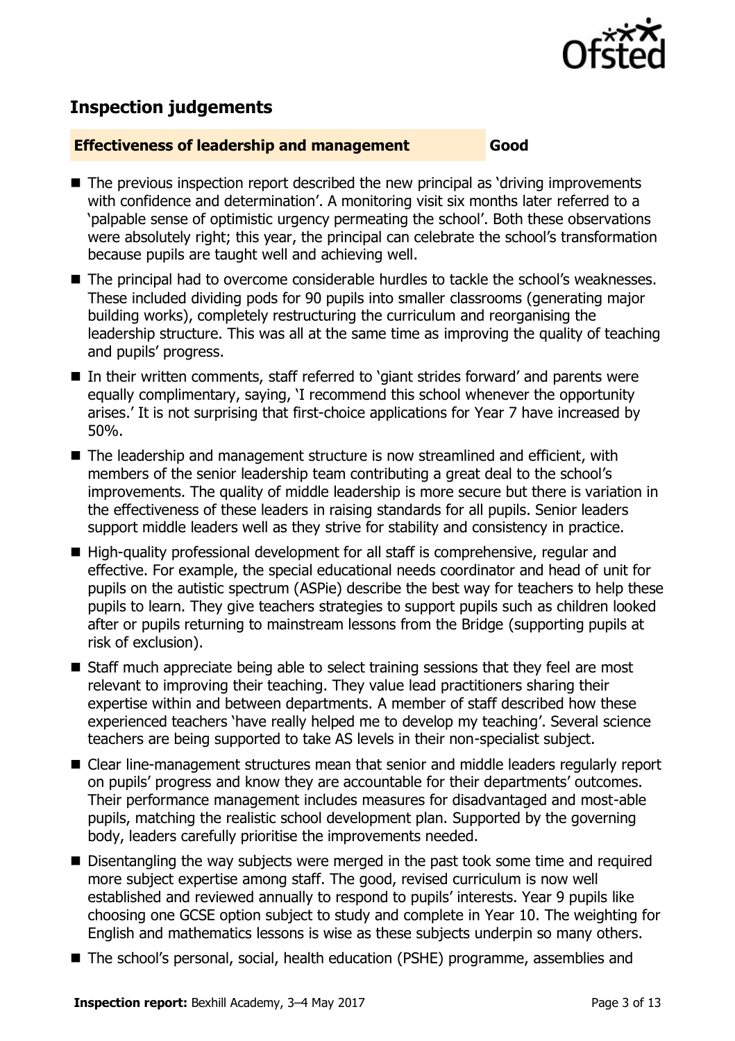## Inspection judgements

**Effectiveness of leadership and management** **Good**

- The previous inspection report described the new principal as 'driving improvements with confidence and determination'. A monitoring visit six months later referred to a 'palpable sense of optimistic urgency permeating the school'. Both these observations were absolutely right; this year, the principal can celebrate the school's transformation because pupils are taught well and achieving well.
- The principal had to overcome considerable hurdles to tackle the school's weaknesses. These included dividing pods for 90 pupils into smaller classrooms (generating major building works), completely restructuring the curriculum and reorganising the leadership structure. This was all at the same time as improving the quality of teaching and pupils' progress.
- In their written comments, staff referred to 'giant strides forward' and parents were equally complimentary, saying, 'I recommend this school whenever the opportunity arises.' It is not surprising that first-choice applications for Year 7 have increased by 50%.
- The leadership and management structure is now streamlined and efficient, with members of the senior leadership team contributing a great deal to the school's improvements. The quality of middle leadership is more secure but there is variation in the effectiveness of these leaders in raising standards for all pupils. Senior leaders support middle leaders well as they strive for stability and consistency in practice.
- High-quality professional development for all staff is comprehensive, regular and effective. For example, the special educational needs coordinator and head of unit for pupils on the autistic spectrum (ASPie) describe the best way for teachers to help these pupils to learn. They give teachers strategies to support pupils such as children looked after or pupils returning to mainstream lessons from the Bridge (supporting pupils at risk of exclusion).
- Staff much appreciate being able to select training sessions that they feel are most relevant to improving their teaching. They value lead practitioners sharing their expertise within and between departments. A member of staff described how these experienced teachers 'have really helped me to develop my teaching'. Several science teachers are being supported to take AS levels in their non-specialist subject.
- Clear line-management structures mean that senior and middle leaders regularly report on pupils' progress and know they are accountable for their departments' outcomes. Their performance management includes measures for disadvantaged and most-able pupils, matching the realistic school development plan. Supported by the governing body, leaders carefully prioritise the improvements needed.
- Disentangling the way subjects were merged in the past took some time and required more subject expertise among staff. The good, revised curriculum is now well established and reviewed annually to respond to pupils' interests. Year 9 pupils like choosing one GCSE option subject to study and complete in Year 10. The weighting for English and mathematics lessons is wise as these subjects underpin so many others.
- The school's personal, social, health education (PSHE) programme, assemblies and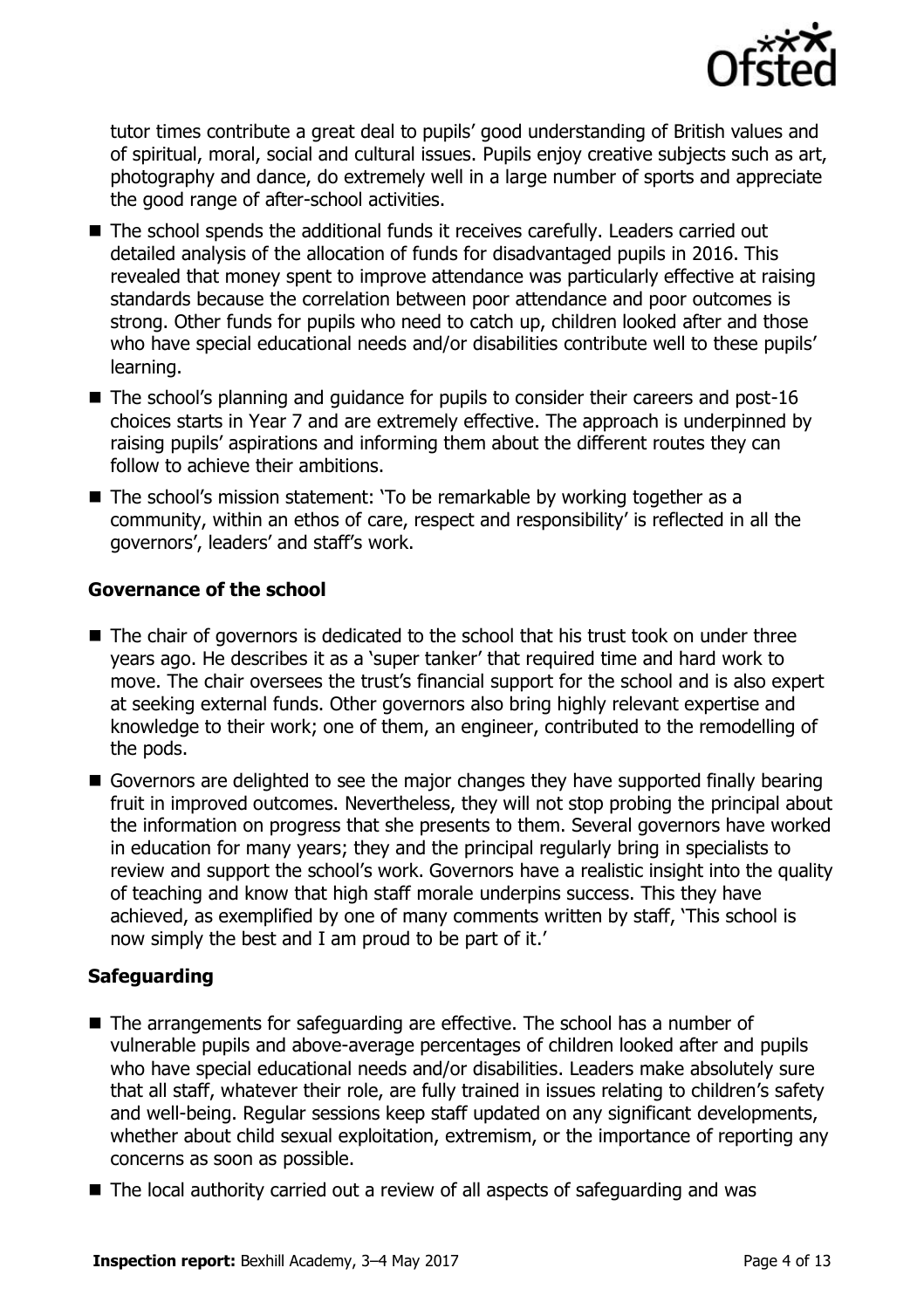tutor times contribute a great deal to pupils' good understanding of British values and of spiritual, moral, social and cultural issues. Pupils enjoy creative subjects such as art, photography and dance, do extremely well in a large number of sports and appreciate the good range of after-school activities.

- The school spends the additional funds it receives carefully. Leaders carried out detailed analysis of the allocation of funds for disadvantaged pupils in 2016. This revealed that money spent to improve attendance was particularly effective at raising standards because the correlation between poor attendance and poor outcomes is strong. Other funds for pupils who need to catch up, children looked after and those who have special educational needs and/or disabilities contribute well to these pupils' learning.
- The school's planning and guidance for pupils to consider their careers and post-16 choices starts in Year 7 and are extremely effective. The approach is underpinned by raising pupils' aspirations and informing them about the different routes they can follow to achieve their ambitions.
- The school's mission statement: 'To be remarkable by working together as a community, within an ethos of care, respect and responsibility' is reflected in all the governors', leaders' and staff's work.

### Governance of the school

- The chair of governors is dedicated to the school that his trust took on under three years ago. He describes it as a 'super tanker' that required time and hard work to move. The chair oversees the trust's financial support for the school and is also expert at seeking external funds. Other governors also bring highly relevant expertise and knowledge to their work; one of them, an engineer, contributed to the remodelling of the pods.
- Governors are delighted to see the major changes they have supported finally bearing fruit in improved outcomes. Nevertheless, they will not stop probing the principal about the information on progress that she presents to them. Several governors have worked in education for many years; they and the principal regularly bring in specialists to review and support the school's work. Governors have a realistic insight into the quality of teaching and know that high staff morale underpins success. This they have achieved, as exemplified by one of many comments written by staff, 'This school is now simply the best and I am proud to be part of it.'

### Safeguarding

- The arrangements for safeguarding are effective. The school has a number of vulnerable pupils and above-average percentages of children looked after and pupils who have special educational needs and/or disabilities. Leaders make absolutely sure that all staff, whatever their role, are fully trained in issues relating to children's safety and well-being. Regular sessions keep staff updated on any significant developments, whether about child sexual exploitation, extremism, or the importance of reporting any concerns as soon as possible.
- The local authority carried out a review of all aspects of safeguarding and was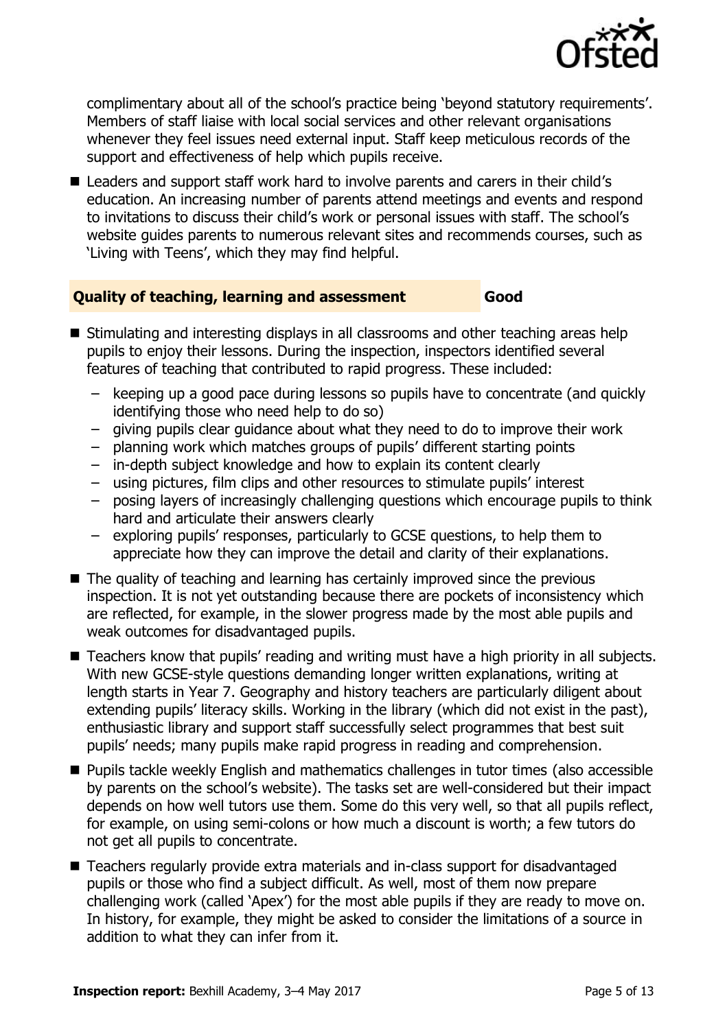complimentary about all of the school's practice being 'beyond statutory requirements'. Members of staff liaise with local social services and other relevant organisations whenever they feel issues need external input. Staff keep meticulous records of the support and effectiveness of help which pupils receive.

- Leaders and support staff work hard to involve parents and carers in their child's education. An increasing number of parents attend meetings and events and respond to invitations to discuss their child's work or personal issues with staff. The school's website guides parents to numerous relevant sites and recommends courses, such as 'Living with Teens', which they may find helpful.

## Quality of teaching, learning and assessment — Good

- Stimulating and interesting displays in all classrooms and other teaching areas help pupils to enjoy their lessons. During the inspection, inspectors identified several features of teaching that contributed to rapid progress. These included:
  - keeping up a good pace during lessons so pupils have to concentrate (and quickly identifying those who need help to do so)
  - giving pupils clear guidance about what they need to do to improve their work
  - planning work which matches groups of pupils' different starting points
  - in-depth subject knowledge and how to explain its content clearly
  - using pictures, film clips and other resources to stimulate pupils' interest
  - posing layers of increasingly challenging questions which encourage pupils to think hard and articulate their answers clearly
  - exploring pupils' responses, particularly to GCSE questions, to help them to appreciate how they can improve the detail and clarity of their explanations.
- The quality of teaching and learning has certainly improved since the previous inspection. It is not yet outstanding because there are pockets of inconsistency which are reflected, for example, in the slower progress made by the most able pupils and weak outcomes for disadvantaged pupils.
- Teachers know that pupils' reading and writing must have a high priority in all subjects. With new GCSE-style questions demanding longer written explanations, writing at length starts in Year 7. Geography and history teachers are particularly diligent about extending pupils' literacy skills. Working in the library (which did not exist in the past), enthusiastic library and support staff successfully select programmes that best suit pupils' needs; many pupils make rapid progress in reading and comprehension.
- Pupils tackle weekly English and mathematics challenges in tutor times (also accessible by parents on the school's website). The tasks set are well-considered but their impact depends on how well tutors use them. Some do this very well, so that all pupils reflect, for example, on using semi-colons or how much a discount is worth; a few tutors do not get all pupils to concentrate.
- Teachers regularly provide extra materials and in-class support for disadvantaged pupils or those who find a subject difficult. As well, most of them now prepare challenging work (called 'Apex') for the most able pupils if they are ready to move on. In history, for example, they might be asked to consider the limitations of a source in addition to what they can infer from it.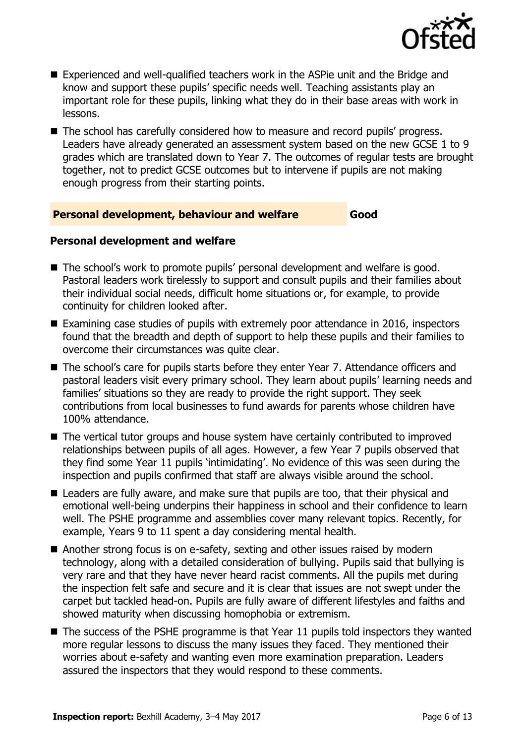- Experienced and well-qualified teachers work in the ASPie unit and the Bridge and know and support these pupils' specific needs well. Teaching assistants play an important role for these pupils, linking what they do in their base areas with work in lessons.
- The school has carefully considered how to measure and record pupils' progress. Leaders have already generated an assessment system based on the new GCSE 1 to 9 grades which are translated down to Year 7. The outcomes of regular tests are brought together, not to predict GCSE outcomes but to intervene if pupils are not making enough progress from their starting points.

## Personal development, behaviour and welfare — Good

### Personal development and welfare

- The school's work to promote pupils' personal development and welfare is good. Pastoral leaders work tirelessly to support and consult pupils and their families about their individual social needs, difficult home situations or, for example, to provide continuity for children looked after.
- Examining case studies of pupils with extremely poor attendance in 2016, inspectors found that the breadth and depth of support to help these pupils and their families to overcome their circumstances was quite clear.
- The school's care for pupils starts before they enter Year 7. Attendance officers and pastoral leaders visit every primary school. They learn about pupils' learning needs and families' situations so they are ready to provide the right support. They seek contributions from local businesses to fund awards for parents whose children have 100% attendance.
- The vertical tutor groups and house system have certainly contributed to improved relationships between pupils of all ages. However, a few Year 7 pupils observed that they find some Year 11 pupils 'intimidating'. No evidence of this was seen during the inspection and pupils confirmed that staff are always visible around the school.
- Leaders are fully aware, and make sure that pupils are too, that their physical and emotional well-being underpins their happiness in school and their confidence to learn well. The PSHE programme and assemblies cover many relevant topics. Recently, for example, Years 9 to 11 spent a day considering mental health.
- Another strong focus is on e-safety, sexting and other issues raised by modern technology, along with a detailed consideration of bullying. Pupils said that bullying is very rare and that they have never heard racist comments. All the pupils met during the inspection felt safe and secure and it is clear that issues are not swept under the carpet but tackled head-on. Pupils are fully aware of different lifestyles and faiths and showed maturity when discussing homophobia or extremism.
- The success of the PSHE programme is that Year 11 pupils told inspectors they wanted more regular lessons to discuss the many issues they faced. They mentioned their worries about e-safety and wanting even more examination preparation. Leaders assured the inspectors that they would respond to these comments.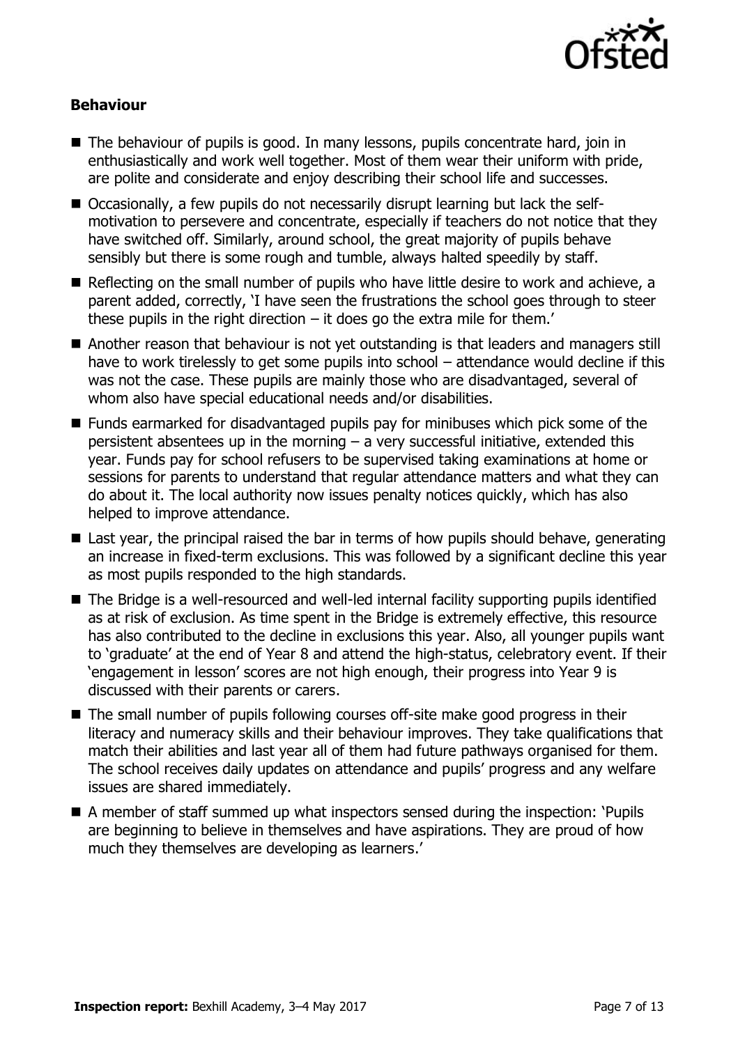### Behaviour

- The behaviour of pupils is good. In many lessons, pupils concentrate hard, join in enthusiastically and work well together. Most of them wear their uniform with pride, are polite and considerate and enjoy describing their school life and successes.
- Occasionally, a few pupils do not necessarily disrupt learning but lack the self-motivation to persevere and concentrate, especially if teachers do not notice that they have switched off. Similarly, around school, the great majority of pupils behave sensibly but there is some rough and tumble, always halted speedily by staff.
- Reflecting on the small number of pupils who have little desire to work and achieve, a parent added, correctly, 'I have seen the frustrations the school goes through to steer these pupils in the right direction – it does go the extra mile for them.'
- Another reason that behaviour is not yet outstanding is that leaders and managers still have to work tirelessly to get some pupils into school – attendance would decline if this was not the case. These pupils are mainly those who are disadvantaged, several of whom also have special educational needs and/or disabilities.
- Funds earmarked for disadvantaged pupils pay for minibuses which pick some of the persistent absentees up in the morning – a very successful initiative, extended this year. Funds pay for school refusers to be supervised taking examinations at home or sessions for parents to understand that regular attendance matters and what they can do about it. The local authority now issues penalty notices quickly, which has also helped to improve attendance.
- Last year, the principal raised the bar in terms of how pupils should behave, generating an increase in fixed-term exclusions. This was followed by a significant decline this year as most pupils responded to the high standards.
- The Bridge is a well-resourced and well-led internal facility supporting pupils identified as at risk of exclusion. As time spent in the Bridge is extremely effective, this resource has also contributed to the decline in exclusions this year. Also, all younger pupils want to 'graduate' at the end of Year 8 and attend the high-status, celebratory event. If their 'engagement in lesson' scores are not high enough, their progress into Year 9 is discussed with their parents or carers.
- The small number of pupils following courses off-site make good progress in their literacy and numeracy skills and their behaviour improves. They take qualifications that match their abilities and last year all of them had future pathways organised for them. The school receives daily updates on attendance and pupils' progress and any welfare issues are shared immediately.
- A member of staff summed up what inspectors sensed during the inspection: 'Pupils are beginning to believe in themselves and have aspirations. They are proud of how much they themselves are developing as learners.'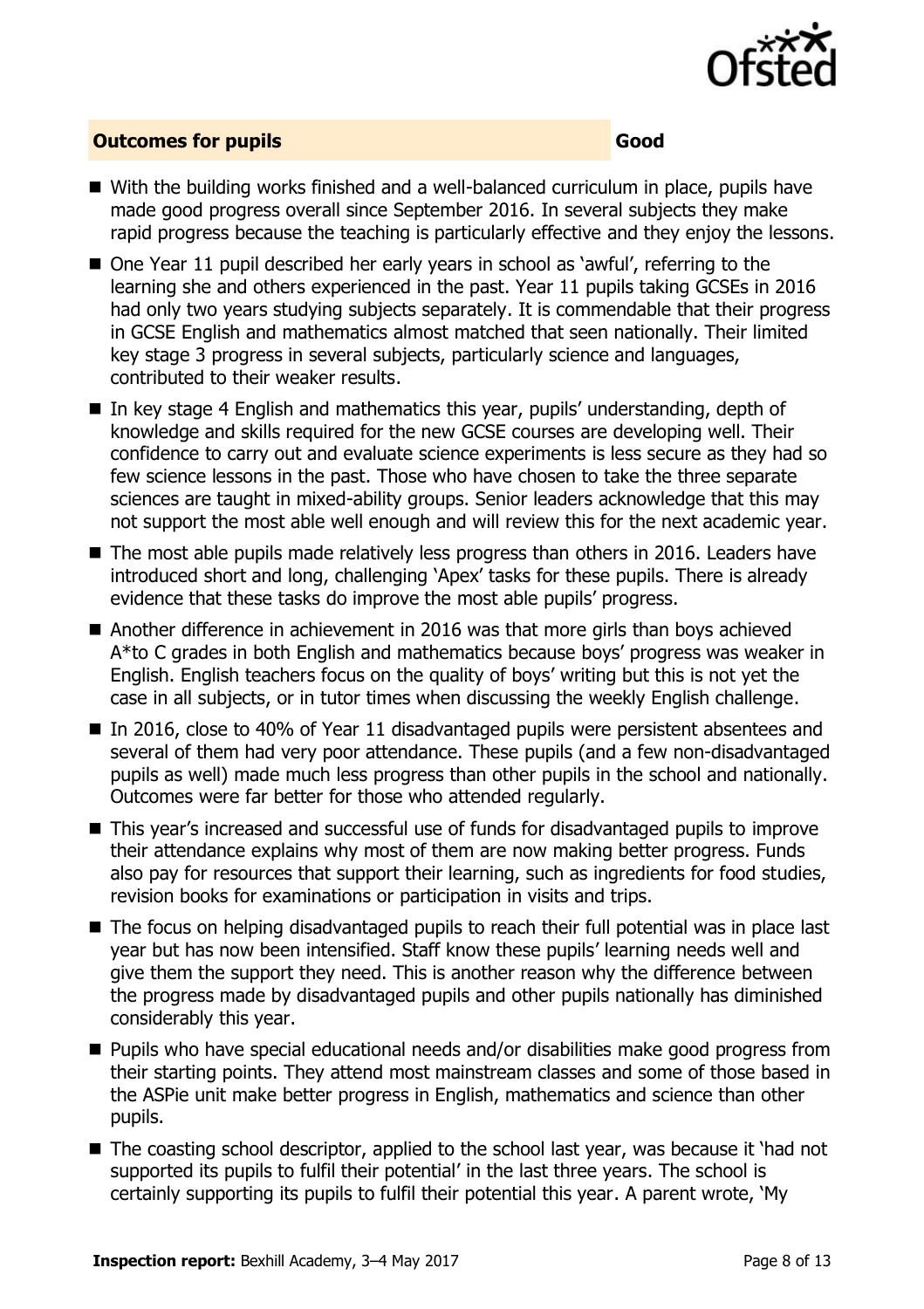**Outcomes for pupils** **Good**

- With the building works finished and a well-balanced curriculum in place, pupils have made good progress overall since September 2016. In several subjects they make rapid progress because the teaching is particularly effective and they enjoy the lessons.
- One Year 11 pupil described her early years in school as 'awful', referring to the learning she and others experienced in the past. Year 11 pupils taking GCSEs in 2016 had only two years studying subjects separately. It is commendable that their progress in GCSE English and mathematics almost matched that seen nationally. Their limited key stage 3 progress in several subjects, particularly science and languages, contributed to their weaker results.
- In key stage 4 English and mathematics this year, pupils' understanding, depth of knowledge and skills required for the new GCSE courses are developing well. Their confidence to carry out and evaluate science experiments is less secure as they had so few science lessons in the past. Those who have chosen to take the three separate sciences are taught in mixed-ability groups. Senior leaders acknowledge that this may not support the most able well enough and will review this for the next academic year.
- The most able pupils made relatively less progress than others in 2016. Leaders have introduced short and long, challenging 'Apex' tasks for these pupils. There is already evidence that these tasks do improve the most able pupils' progress.
- Another difference in achievement in 2016 was that more girls than boys achieved A*to C grades in both English and mathematics because boys' progress was weaker in English. English teachers focus on the quality of boys' writing but this is not yet the case in all subjects, or in tutor times when discussing the weekly English challenge.
- In 2016, close to 40% of Year 11 disadvantaged pupils were persistent absentees and several of them had very poor attendance. These pupils (and a few non-disadvantaged pupils as well) made much less progress than other pupils in the school and nationally. Outcomes were far better for those who attended regularly.
- This year's increased and successful use of funds for disadvantaged pupils to improve their attendance explains why most of them are now making better progress. Funds also pay for resources that support their learning, such as ingredients for food studies, revision books for examinations or participation in visits and trips.
- The focus on helping disadvantaged pupils to reach their full potential was in place last year but has now been intensified. Staff know these pupils' learning needs well and give them the support they need. This is another reason why the difference between the progress made by disadvantaged pupils and other pupils nationally has diminished considerably this year.
- Pupils who have special educational needs and/or disabilities make good progress from their starting points. They attend most mainstream classes and some of those based in the ASPie unit make better progress in English, mathematics and science than other pupils.
- The coasting school descriptor, applied to the school last year, was because it 'had not supported its pupils to fulfil their potential' in the last three years. The school is certainly supporting its pupils to fulfil their potential this year. A parent wrote, 'My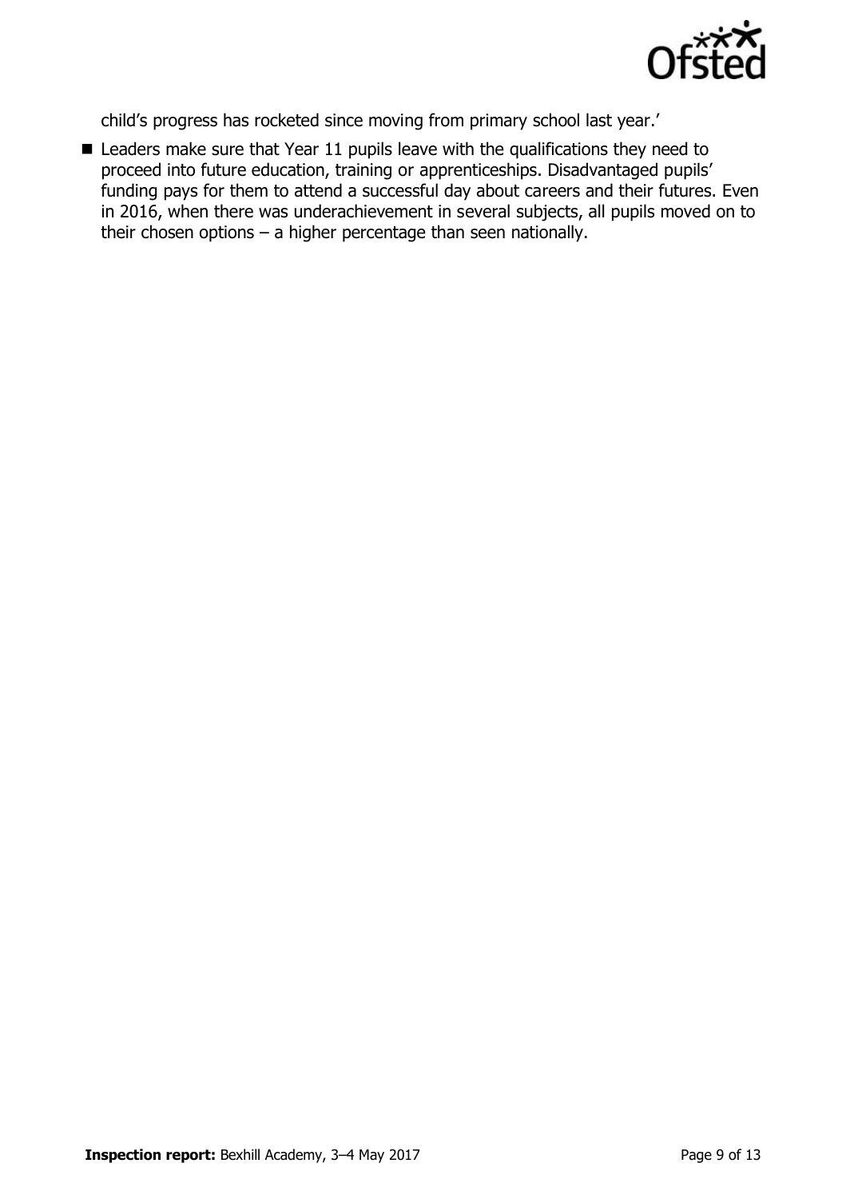child's progress has rocketed since moving from primary school last year.'

- Leaders make sure that Year 11 pupils leave with the qualifications they need to proceed into future education, training or apprenticeships. Disadvantaged pupils' funding pays for them to attend a successful day about careers and their futures. Even in 2016, when there was underachievement in several subjects, all pupils moved on to their chosen options – a higher percentage than seen nationally.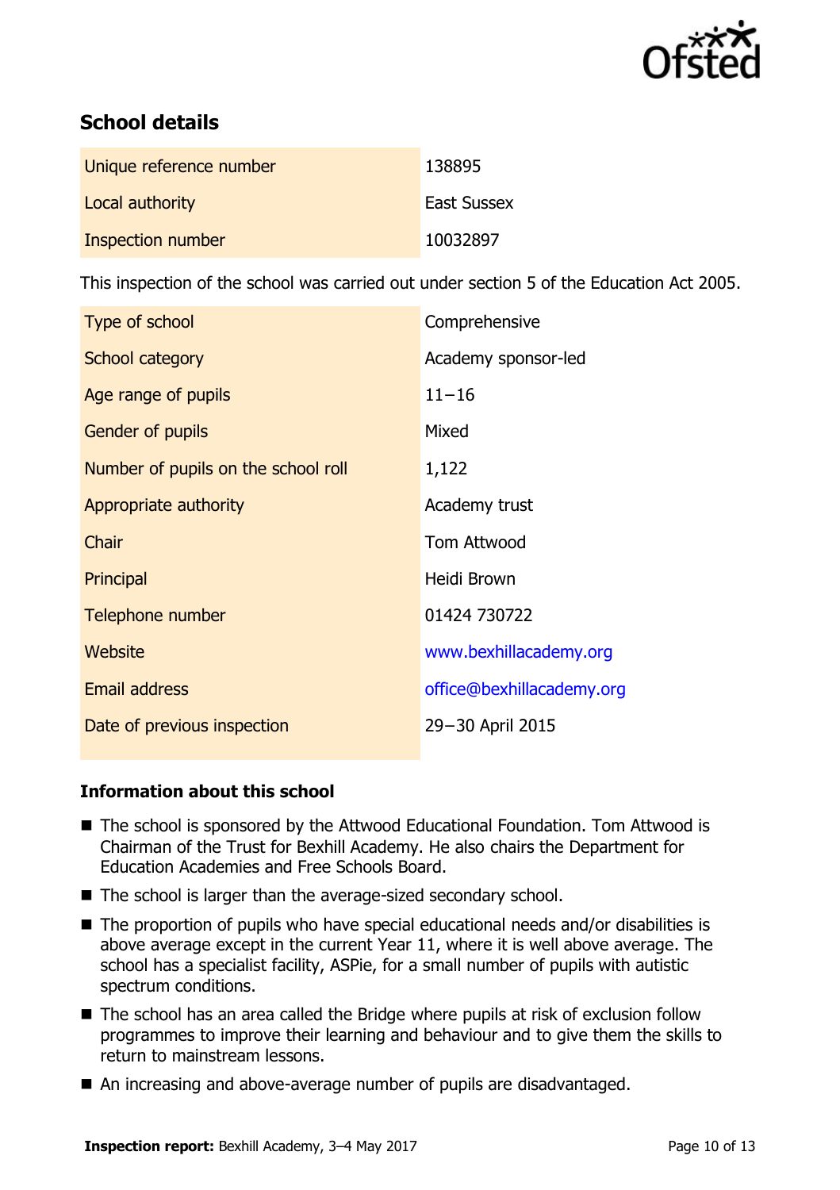## School details

| | |
|---|---|
| Unique reference number | 138895 |
| Local authority | East Sussex |
| Inspection number | 10032897 |

This inspection of the school was carried out under section 5 of the Education Act 2005.

| | |
|---|---|
| Type of school | Comprehensive |
| School category | Academy sponsor-led |
| Age range of pupils | 11–16 |
| Gender of pupils | Mixed |
| Number of pupils on the school roll | 1,122 |
| Appropriate authority | Academy trust |
| Chair | Tom Attwood |
| Principal | Heidi Brown |
| Telephone number | 01424 730722 |
| Website | www.bexhillacademy.org |
| Email address | office@bexhillacademy.org |
| Date of previous inspection | 29–30 April 2015 |

### Information about this school

- The school is sponsored by the Attwood Educational Foundation. Tom Attwood is Chairman of the Trust for Bexhill Academy. He also chairs the Department for Education Academies and Free Schools Board.
- The school is larger than the average-sized secondary school.
- The proportion of pupils who have special educational needs and/or disabilities is above average except in the current Year 11, where it is well above average. The school has a specialist facility, ASPie, for a small number of pupils with autistic spectrum conditions.
- The school has an area called the Bridge where pupils at risk of exclusion follow programmes to improve their learning and behaviour and to give them the skills to return to mainstream lessons.
- An increasing and above-average number of pupils are disadvantaged.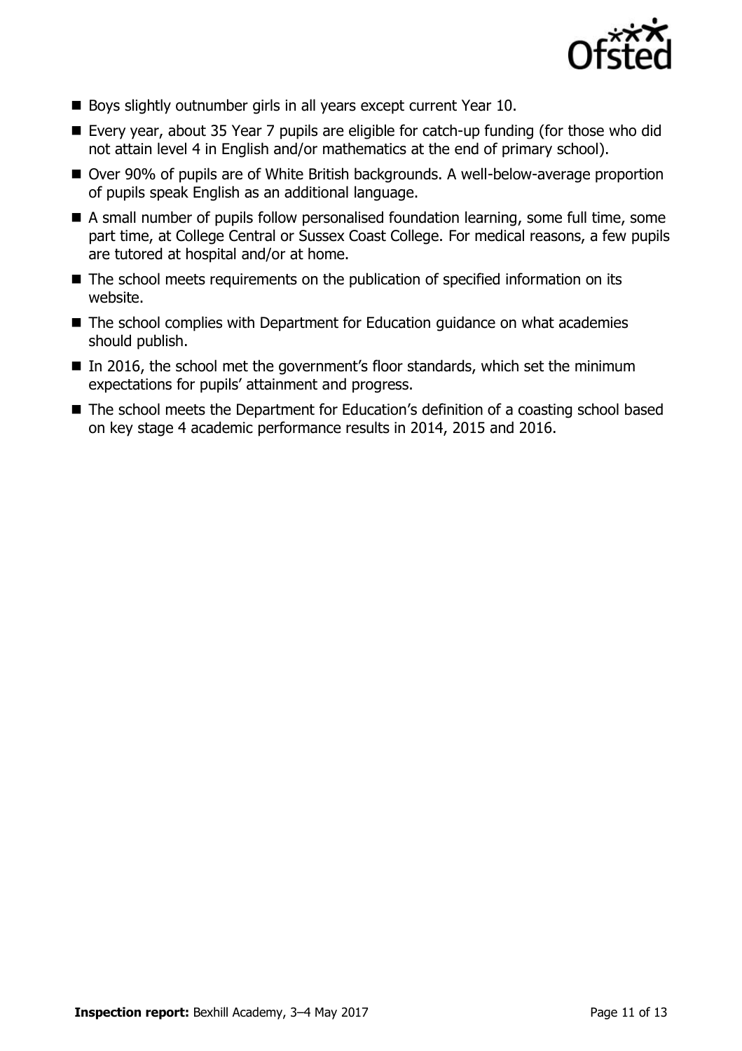- Boys slightly outnumber girls in all years except current Year 10.
- Every year, about 35 Year 7 pupils are eligible for catch-up funding (for those who did not attain level 4 in English and/or mathematics at the end of primary school).
- Over 90% of pupils are of White British backgrounds. A well-below-average proportion of pupils speak English as an additional language.
- A small number of pupils follow personalised foundation learning, some full time, some part time, at College Central or Sussex Coast College. For medical reasons, a few pupils are tutored at hospital and/or at home.
- The school meets requirements on the publication of specified information on its website.
- The school complies with Department for Education guidance on what academies should publish.
- In 2016, the school met the government's floor standards, which set the minimum expectations for pupils' attainment and progress.
- The school meets the Department for Education's definition of a coasting school based on key stage 4 academic performance results in 2014, 2015 and 2016.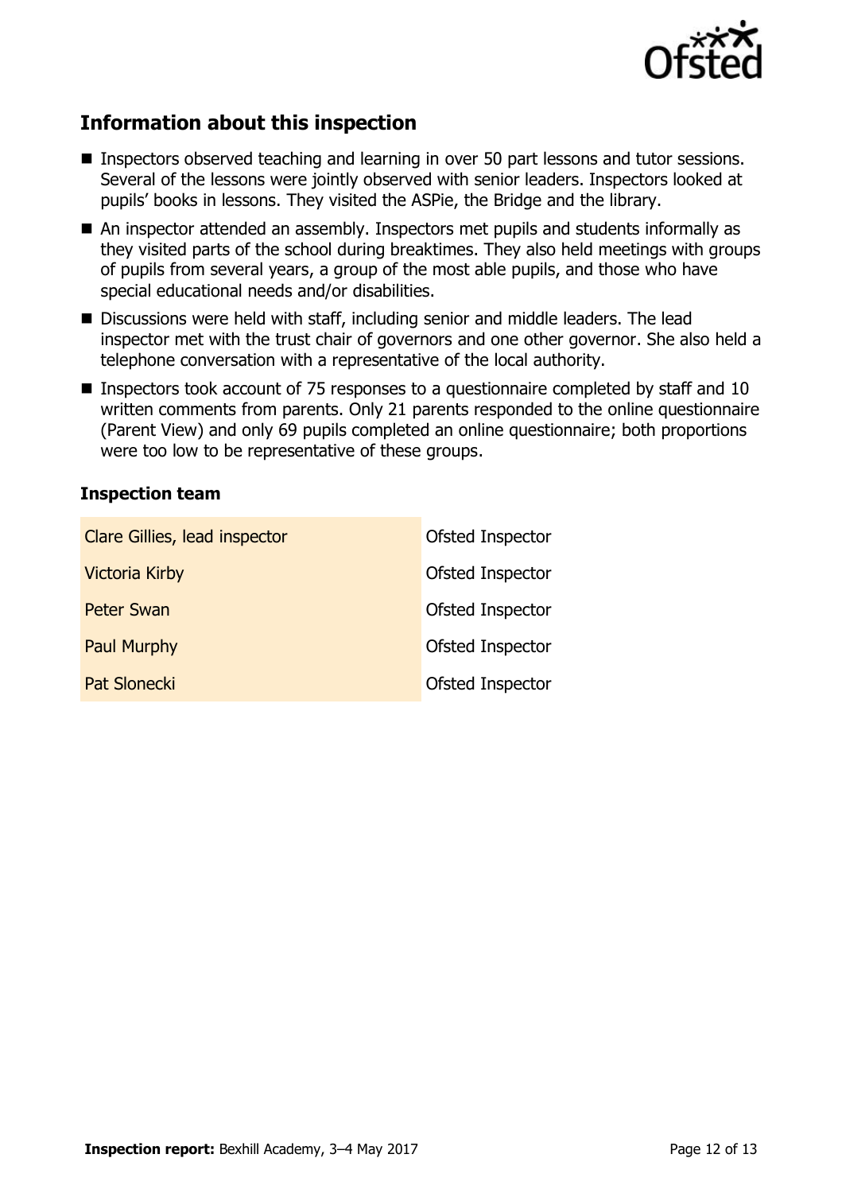## Information about this inspection

- Inspectors observed teaching and learning in over 50 part lessons and tutor sessions. Several of the lessons were jointly observed with senior leaders. Inspectors looked at pupils' books in lessons. They visited the ASPie, the Bridge and the library.
- An inspector attended an assembly. Inspectors met pupils and students informally as they visited parts of the school during breaktimes. They also held meetings with groups of pupils from several years, a group of the most able pupils, and those who have special educational needs and/or disabilities.
- Discussions were held with staff, including senior and middle leaders. The lead inspector met with the trust chair of governors and one other governor. She also held a telephone conversation with a representative of the local authority.
- Inspectors took account of 75 responses to a questionnaire completed by staff and 10 written comments from parents. Only 21 parents responded to the online questionnaire (Parent View) and only 69 pupils completed an online questionnaire; both proportions were too low to be representative of these groups.

### Inspection team

| | |
|---|---|
| Clare Gillies, lead inspector | Ofsted Inspector |
| Victoria Kirby | Ofsted Inspector |
| Peter Swan | Ofsted Inspector |
| Paul Murphy | Ofsted Inspector |
| Pat Slonecki | Ofsted Inspector |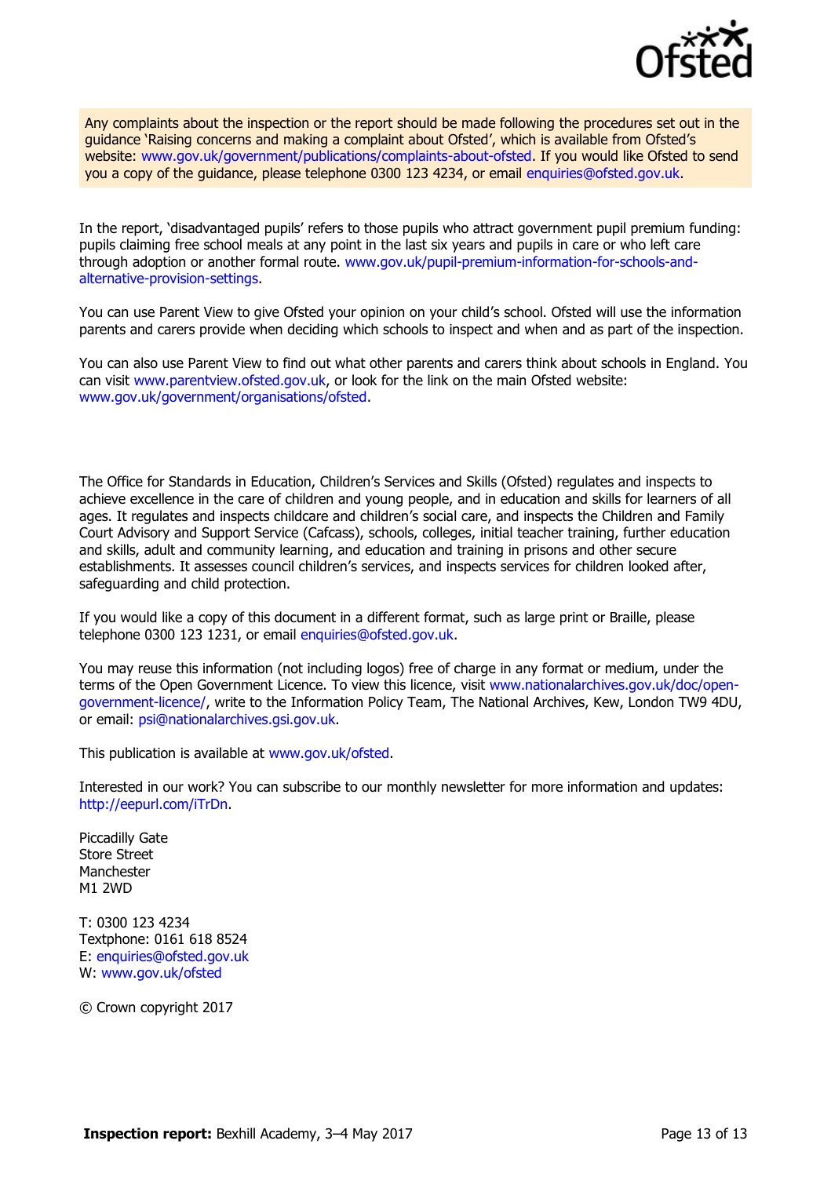Any complaints about the inspection or the report should be made following the procedures set out in the guidance 'Raising concerns and making a complaint about Ofsted', which is available from Ofsted's website: www.gov.uk/government/publications/complaints-about-ofsted. If you would like Ofsted to send you a copy of the guidance, please telephone 0300 123 4234, or email enquiries@ofsted.gov.uk.

In the report, 'disadvantaged pupils' refers to those pupils who attract government pupil premium funding: pupils claiming free school meals at any point in the last six years and pupils in care or who left care through adoption or another formal route. www.gov.uk/pupil-premium-information-for-schools-and-alternative-provision-settings.

You can use Parent View to give Ofsted your opinion on your child's school. Ofsted will use the information parents and carers provide when deciding which schools to inspect and when and as part of the inspection.

You can also use Parent View to find out what other parents and carers think about schools in England. You can visit www.parentview.ofsted.gov.uk, or look for the link on the main Ofsted website: www.gov.uk/government/organisations/ofsted.

The Office for Standards in Education, Children's Services and Skills (Ofsted) regulates and inspects to achieve excellence in the care of children and young people, and in education and skills for learners of all ages. It regulates and inspects childcare and children's social care, and inspects the Children and Family Court Advisory and Support Service (Cafcass), schools, colleges, initial teacher training, further education and skills, adult and community learning, and education and training in prisons and other secure establishments. It assesses council children's services, and inspects services for children looked after, safeguarding and child protection.

If you would like a copy of this document in a different format, such as large print or Braille, please telephone 0300 123 1231, or email enquiries@ofsted.gov.uk.

You may reuse this information (not including logos) free of charge in any format or medium, under the terms of the Open Government Licence. To view this licence, visit www.nationalarchives.gov.uk/doc/open-government-licence/, write to the Information Policy Team, The National Archives, Kew, London TW9 4DU, or email: psi@nationalarchives.gsi.gov.uk.

This publication is available at www.gov.uk/ofsted.

Interested in our work? You can subscribe to our monthly newsletter for more information and updates: http://eepurl.com/iTrDn.

Piccadilly Gate  
Store Street  
Manchester  
M1 2WD

T: 0300 123 4234  
Textphone: 0161 618 8524  
E: enquiries@ofsted.gov.uk  
W: www.gov.uk/ofsted

© Crown copyright 2017